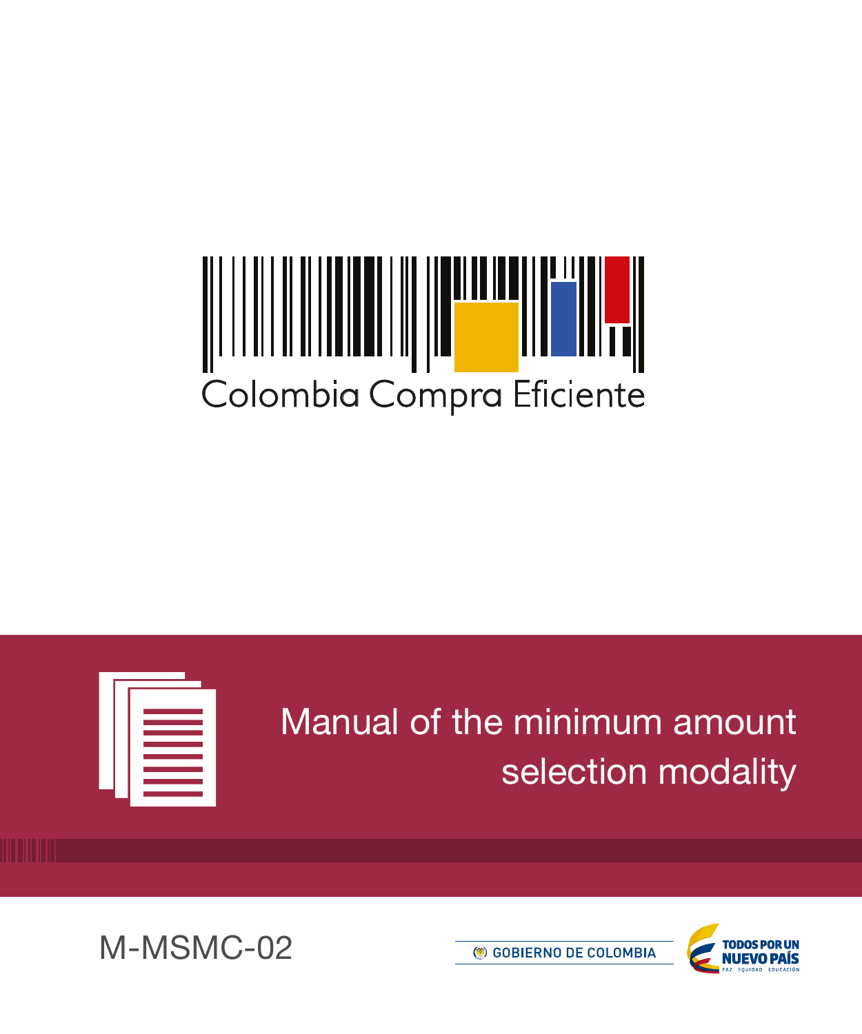Colombia Compra Eficiente

# Manual of the minimum amount selection modality

M-MSMC-02

GOBIERNO DE COLOMBIA

TODOS POR UN NUEVO PAÍS

PAZ EQUIDAD EDUCACIÓN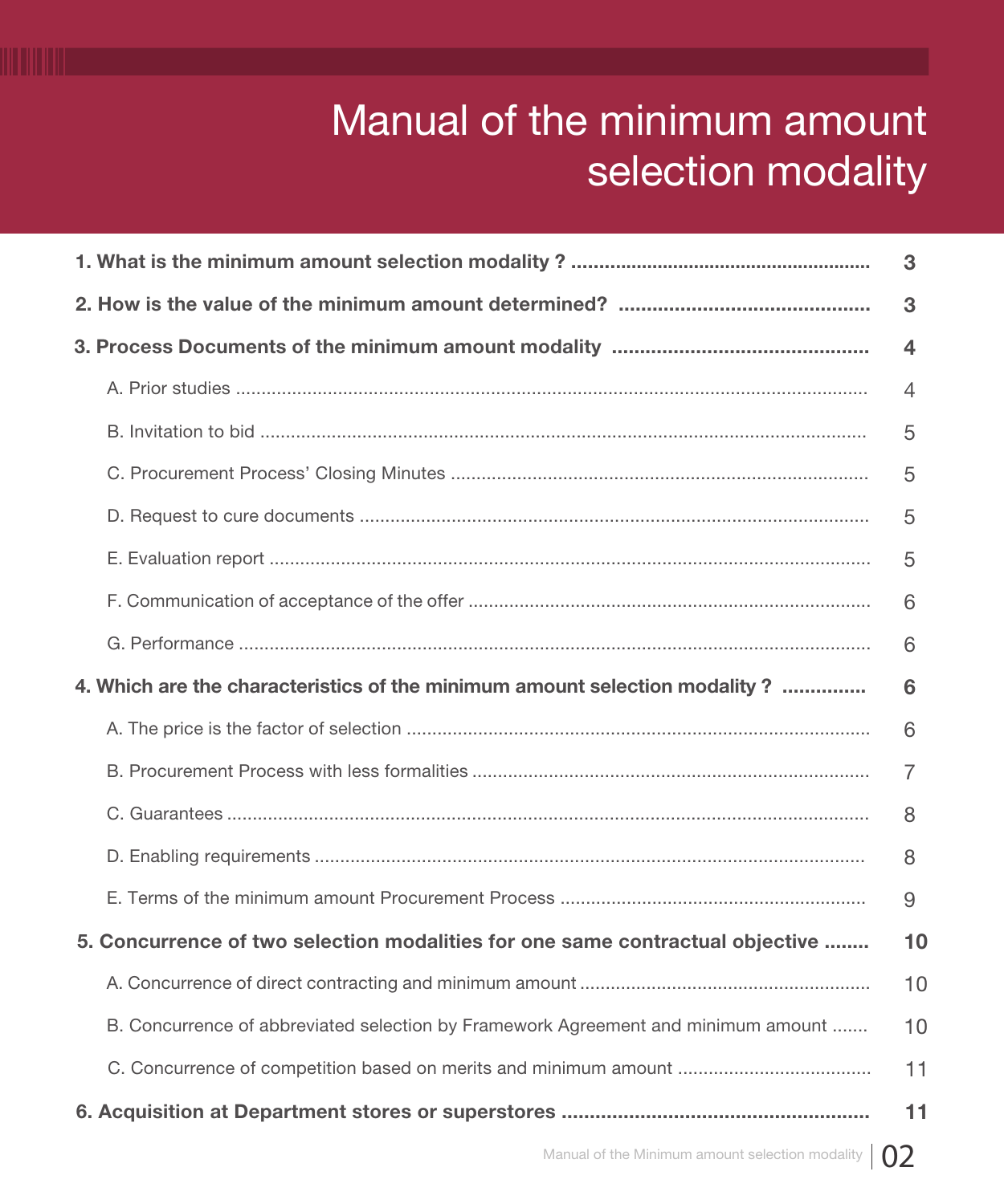# Manual of the minimum amount selection modality

| | |
|---|---|
| **1. What is the minimum amount selection modality ?** | **3** |
| **2. How is the value of the minimum amount determined?** | **3** |
| **3. Process Documents of the minimum amount modality** | **4** |
| A. Prior studies | 4 |
| B. Invitation to bid | 5 |
| C. Procurement Process' Closing Minutes | 5 |
| D. Request to cure documents | 5 |
| E. Evaluation report | 5 |
| F. Communication of acceptance of the offer | 6 |
| G. Performance | 6 |
| **4. Which are the characteristics of the minimum amount selection modality ?** | **6** |
| A. The price is the factor of selection | 6 |
| B. Procurement Process with less formalities | 7 |
| C. Guarantees | 8 |
| D. Enabling requirements | 8 |
| E. Terms of the minimum amount Procurement Process | 9 |
| **5. Concurrence of two selection modalities for one same contractual objective** | **10** |
| A. Concurrence of direct contracting and minimum amount | 10 |
| B. Concurrence of abbreviated selection by Framework Agreement and minimum amount | 10 |
| C. Concurrence of competition based on merits and minimum amount | 11 |
| **6. Acquisition at Department stores or superstores** | **11** |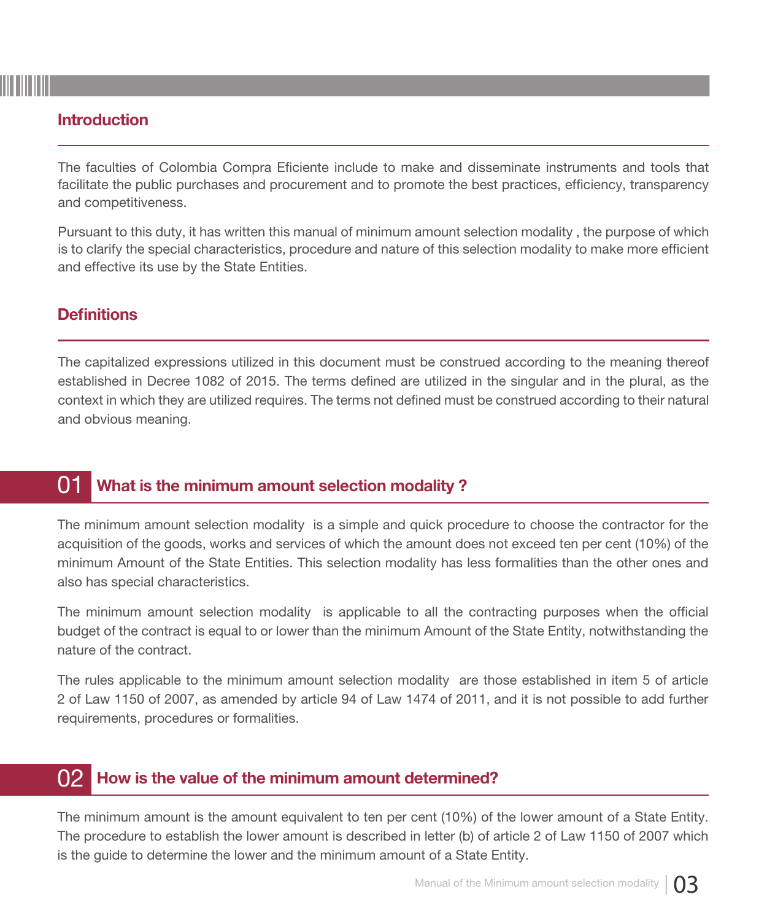## Introduction

The faculties of Colombia Compra Eficiente include to make and disseminate instruments and tools that facilitate the public purchases and procurement and to promote the best practices, efficiency, transparency and competitiveness.

Pursuant to this duty, it has written this manual of minimum amount selection modality , the purpose of which is to clarify the special characteristics, procedure and nature of this selection modality to make more efficient and effective its use by the State Entities.

## Definitions

The capitalized expressions utilized in this document must be construed according to the meaning thereof established in Decree 1082 of 2015. The terms defined are utilized in the singular and in the plural, as the context in which they are utilized requires. The terms not defined must be construed according to their natural and obvious meaning.

## 01 What is the minimum amount selection modality ?

The minimum amount selection modality is a simple and quick procedure to choose the contractor for the acquisition of the goods, works and services of which the amount does not exceed ten per cent (10%) of the minimum Amount of the State Entities. This selection modality has less formalities than the other ones and also has special characteristics.

The minimum amount selection modality is applicable to all the contracting purposes when the official budget of the contract is equal to or lower than the minimum Amount of the State Entity, notwithstanding the nature of the contract.

The rules applicable to the minimum amount selection modality are those established in item 5 of article 2 of Law 1150 of 2007, as amended by article 94 of Law 1474 of 2011, and it is not possible to add further requirements, procedures or formalities.

## 02 How is the value of the minimum amount determined?

The minimum amount is the amount equivalent to ten per cent (10%) of the lower amount of a State Entity. The procedure to establish the lower amount is described in letter (b) of article 2 of Law 1150 of 2007 which is the guide to determine the lower and the minimum amount of a State Entity.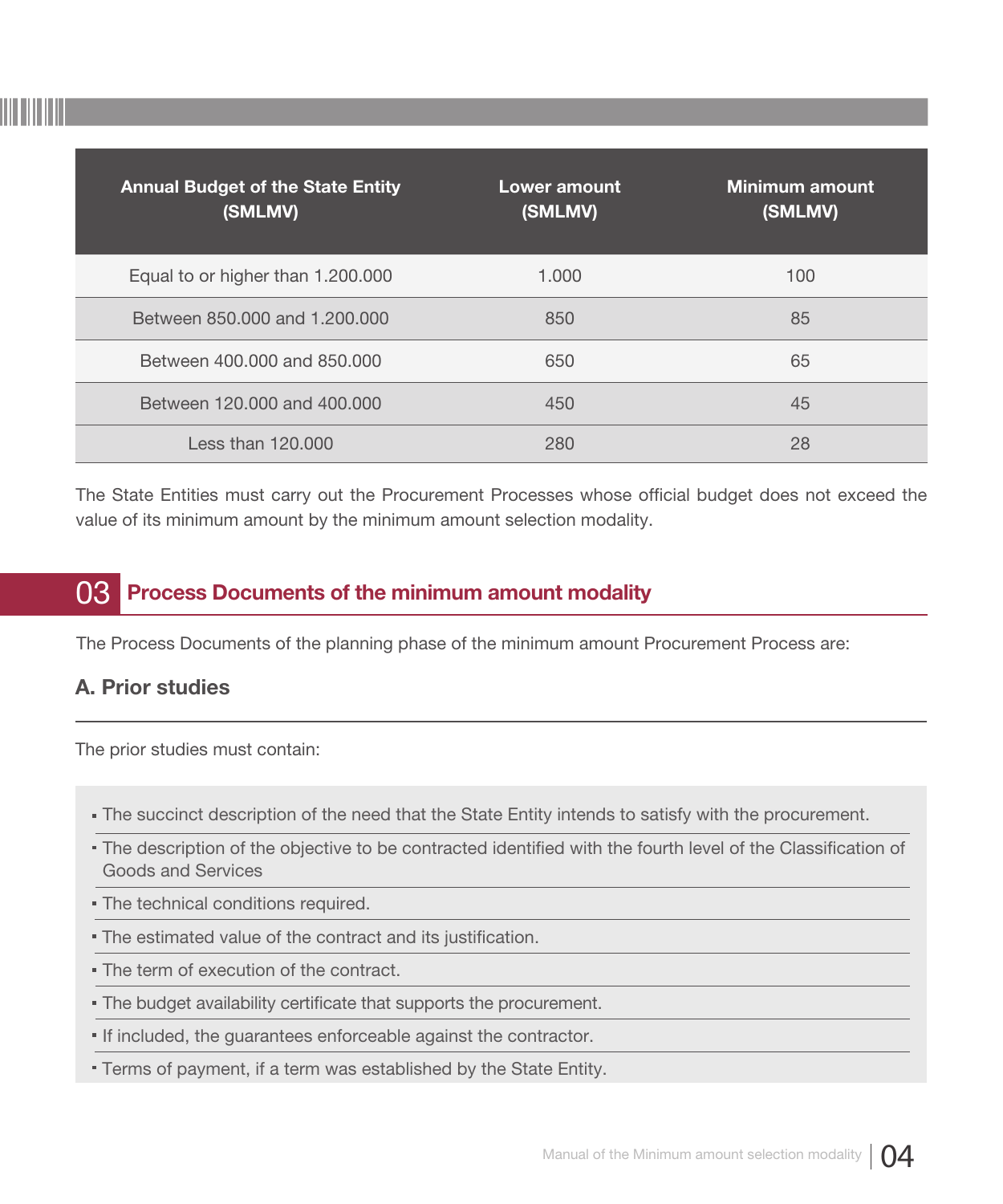| Annual Budget of the State Entity (SMLMV) | Lower amount (SMLMV) | Minimum amount (SMLMV) |
|---|---|---|
| Equal to or higher than 1.200.000 | 1.000 | 100 |
| Between 850.000 and 1.200.000 | 850 | 85 |
| Between 400.000 and 850.000 | 650 | 65 |
| Between 120.000 and 400.000 | 450 | 45 |
| Less than 120.000 | 280 | 28 |

The State Entities must carry out the Procurement Processes whose official budget does not exceed the value of its minimum amount by the minimum amount selection modality.

## 03 Process Documents of the minimum amount modality

The Process Documents of the planning phase of the minimum amount Procurement Process are:

### A. Prior studies

The prior studies must contain:

- The succinct description of the need that the State Entity intends to satisfy with the procurement.
- The description of the objective to be contracted identified with the fourth level of the Classification of Goods and Services
- The technical conditions required.
- The estimated value of the contract and its justification.
- The term of execution of the contract.
- The budget availability certificate that supports the procurement.
- If included, the guarantees enforceable against the contractor.
- Terms of payment, if a term was established by the State Entity.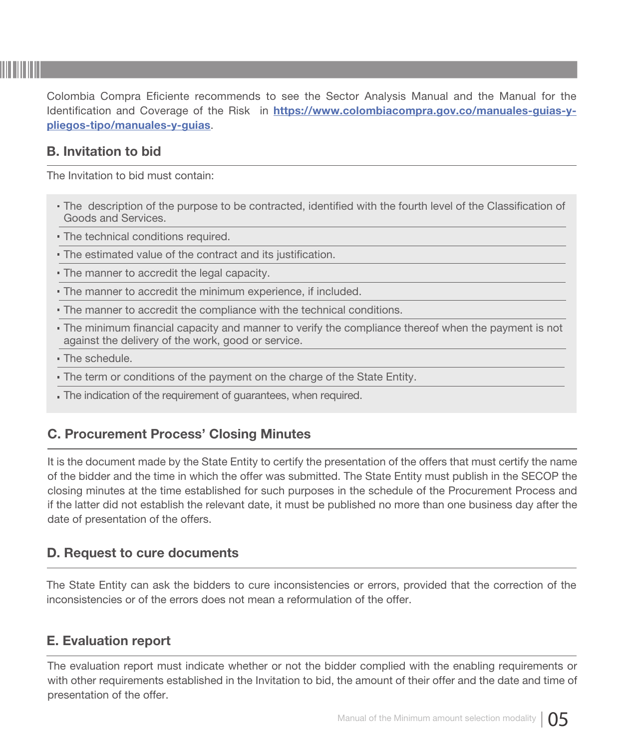Colombia Compra Eficiente recommends to see the Sector Analysis Manual and the Manual for the Identification and Coverage of the Risk in **https://www.colombiacompra.gov.co/manuales-guias-y-pliegos-tipo/manuales-y-guias**.

## B. Invitation to bid

The Invitation to bid must contain:

- The description of the purpose to be contracted, identified with the fourth level of the Classification of Goods and Services.
- The technical conditions required.
- The estimated value of the contract and its justification.
- The manner to accredit the legal capacity.
- The manner to accredit the minimum experience, if included.
- The manner to accredit the compliance with the technical conditions.
- The minimum financial capacity and manner to verify the compliance thereof when the payment is not against the delivery of the work, good or service.
- The schedule.
- The term or conditions of the payment on the charge of the State Entity.
- The indication of the requirement of guarantees, when required.

## C. Procurement Process' Closing Minutes

It is the document made by the State Entity to certify the presentation of the offers that must certify the name of the bidder and the time in which the offer was submitted. The State Entity must publish in the SECOP the closing minutes at the time established for such purposes in the schedule of the Procurement Process and if the latter did not establish the relevant date, it must be published no more than one business day after the date of presentation of the offers.

## D. Request to cure documents

The State Entity can ask the bidders to cure inconsistencies or errors, provided that the correction of the inconsistencies or of the errors does not mean a reformulation of the offer.

## E. Evaluation report

The evaluation report must indicate whether or not the bidder complied with the enabling requirements or with other requirements established in the Invitation to bid, the amount of their offer and the date and time of presentation of the offer.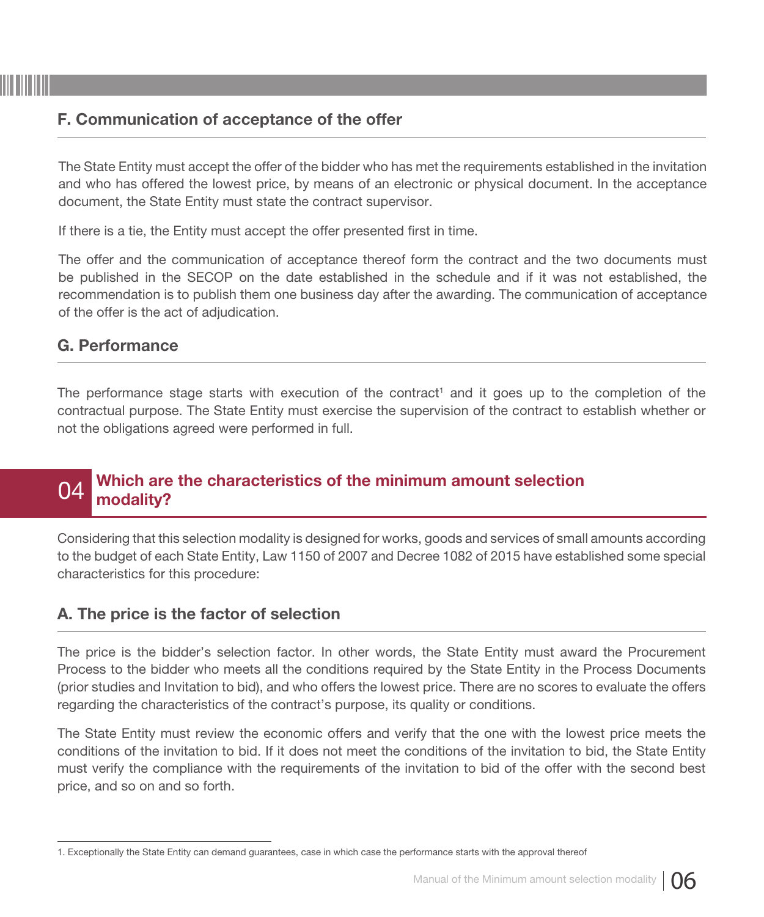### F. Communication of acceptance of the offer

The State Entity must accept the offer of the bidder who has met the requirements established in the invitation and who has offered the lowest price, by means of an electronic or physical document. In the acceptance document, the State Entity must state the contract supervisor.

If there is a tie, the Entity must accept the offer presented first in time.

The offer and the communication of acceptance thereof form the contract and the two documents must be published in the SECOP on the date established in the schedule and if it was not established, the recommendation is to publish them one business day after the awarding. The communication of acceptance of the offer is the act of adjudication.

### G. Performance

The performance stage starts with execution of the contract[1] and it goes up to the completion of the contractual purpose. The State Entity must exercise the supervision of the contract to establish whether or not the obligations agreed were performed in full.

## 04 Which are the characteristics of the minimum amount selection modality?

Considering that this selection modality is designed for works, goods and services of small amounts according to the budget of each State Entity, Law 1150 of 2007 and Decree 1082 of 2015 have established some special characteristics for this procedure:

### A. The price is the factor of selection

The price is the bidder's selection factor. In other words, the State Entity must award the Procurement Process to the bidder who meets all the conditions required by the State Entity in the Process Documents (prior studies and Invitation to bid), and who offers the lowest price. There are no scores to evaluate the offers regarding the characteristics of the contract's purpose, its quality or conditions.

The State Entity must review the economic offers and verify that the one with the lowest price meets the conditions of the invitation to bid. If it does not meet the conditions of the invitation to bid, the State Entity must verify the compliance with the requirements of the invitation to bid of the offer with the second best price, and so on and so forth.

---

1. Exceptionally the State Entity can demand guarantees, case in which case the performance starts with the approval thereof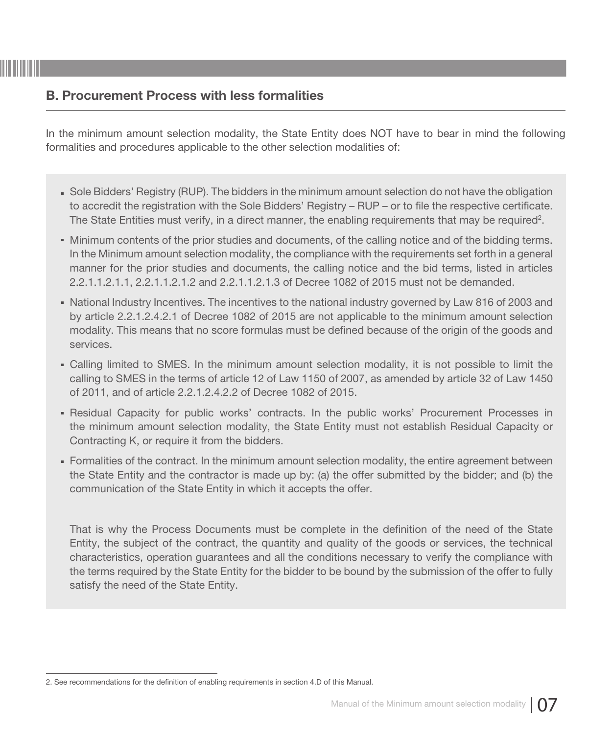## B. Procurement Process with less formalities

In the minimum amount selection modality, the State Entity does NOT have to bear in mind the following formalities and procedures applicable to the other selection modalities of:

- Sole Bidders' Registry (RUP). The bidders in the minimum amount selection do not have the obligation to accredit the registration with the Sole Bidders' Registry – RUP – or to file the respective certificate. The State Entities must verify, in a direct manner, the enabling requirements that may be required[2].
- Minimum contents of the prior studies and documents, of the calling notice and of the bidding terms. In the Minimum amount selection modality, the compliance with the requirements set forth in a general manner for the prior studies and documents, the calling notice and the bid terms, listed in articles 2.2.1.1.2.1.1, 2.2.1.1.2.1.2 and 2.2.1.1.2.1.3 of Decree 1082 of 2015 must not be demanded.
- National Industry Incentives. The incentives to the national industry governed by Law 816 of 2003 and by article 2.2.1.2.4.2.1 of Decree 1082 of 2015 are not applicable to the minimum amount selection modality. This means that no score formulas must be defined because of the origin of the goods and services.
- Calling limited to SMES. In the minimum amount selection modality, it is not possible to limit the calling to SMES in the terms of article 12 of Law 1150 of 2007, as amended by article 32 of Law 1450 of 2011, and of article 2.2.1.2.4.2.2 of Decree 1082 of 2015.
- Residual Capacity for public works' contracts. In the public works' Procurement Processes in the minimum amount selection modality, the State Entity must not establish Residual Capacity or Contracting K, or require it from the bidders.
- Formalities of the contract. In the minimum amount selection modality, the entire agreement between the State Entity and the contractor is made up by: (a) the offer submitted by the bidder; and (b) the communication of the State Entity in which it accepts the offer.

  That is why the Process Documents must be complete in the definition of the need of the State Entity, the subject of the contract, the quantity and quality of the goods or services, the technical characteristics, operation guarantees and all the conditions necessary to verify the compliance with the terms required by the State Entity for the bidder to be bound by the submission of the offer to fully satisfy the need of the State Entity.

---

2. See recommendations for the definition of enabling requirements in section 4.D of this Manual.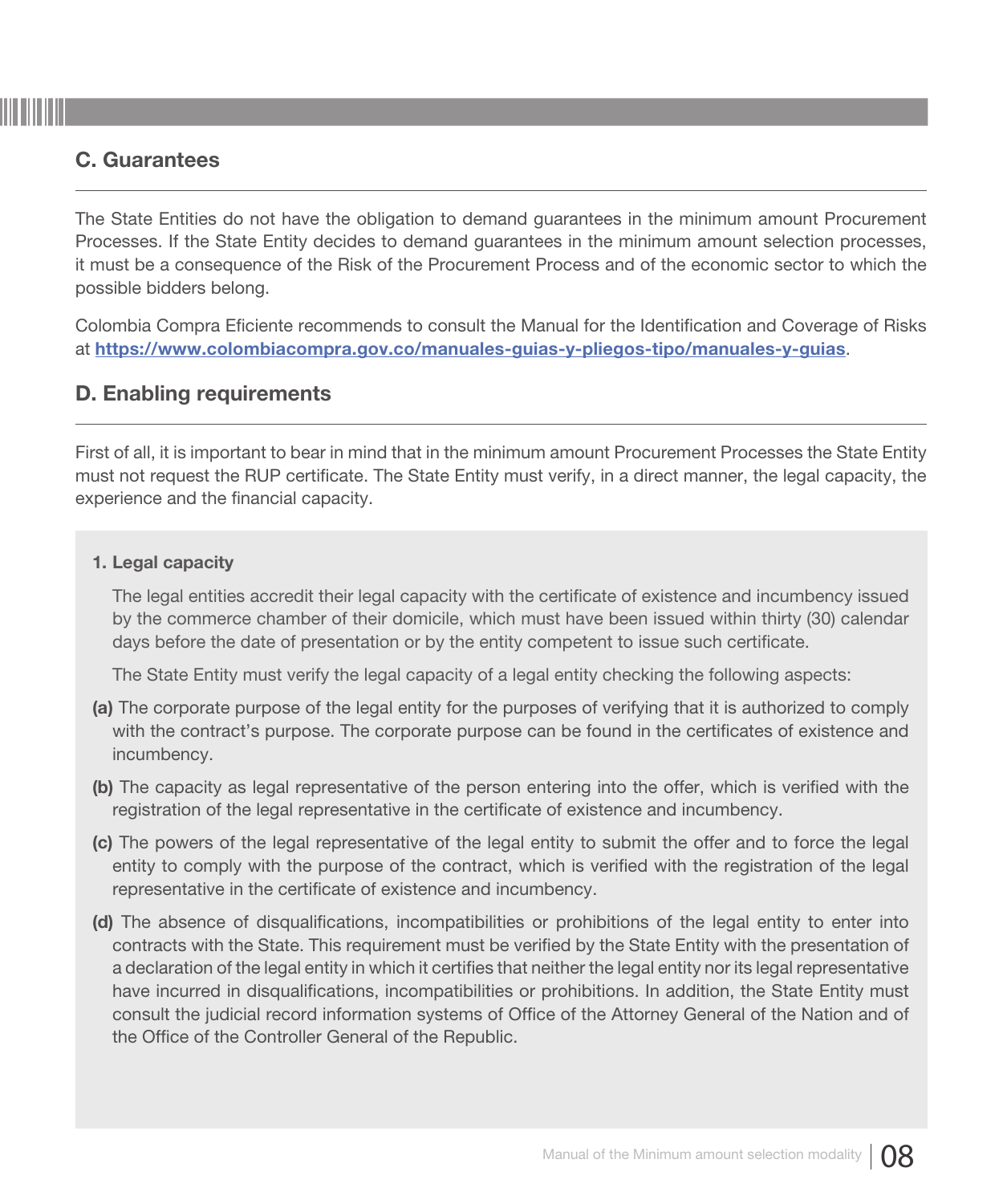## C. Guarantees

The State Entities do not have the obligation to demand guarantees in the minimum amount Procurement Processes. If the State Entity decides to demand guarantees in the minimum amount selection processes, it must be a consequence of the Risk of the Procurement Process and of the economic sector to which the possible bidders belong.

Colombia Compra Eficiente recommends to consult the Manual for the Identification and Coverage of Risks at **https://www.colombiacompra.gov.co/manuales-guias-y-pliegos-tipo/manuales-y-guias**.

## D. Enabling requirements

First of all, it is important to bear in mind that in the minimum amount Procurement Processes the State Entity must not request the RUP certificate. The State Entity must verify, in a direct manner, the legal capacity, the experience and the financial capacity.

**1. Legal capacity**

The legal entities accredit their legal capacity with the certificate of existence and incumbency issued by the commerce chamber of their domicile, which must have been issued within thirty (30) calendar days before the date of presentation or by the entity competent to issue such certificate.

The State Entity must verify the legal capacity of a legal entity checking the following aspects:

**(a)** The corporate purpose of the legal entity for the purposes of verifying that it is authorized to comply with the contract's purpose. The corporate purpose can be found in the certificates of existence and incumbency.

**(b)** The capacity as legal representative of the person entering into the offer, which is verified with the registration of the legal representative in the certificate of existence and incumbency.

**(c)** The powers of the legal representative of the legal entity to submit the offer and to force the legal entity to comply with the purpose of the contract, which is verified with the registration of the legal representative in the certificate of existence and incumbency.

**(d)** The absence of disqualifications, incompatibilities or prohibitions of the legal entity to enter into contracts with the State. This requirement must be verified by the State Entity with the presentation of a declaration of the legal entity in which it certifies that neither the legal entity nor its legal representative have incurred in disqualifications, incompatibilities or prohibitions. In addition, the State Entity must consult the judicial record information systems of Office of the Attorney General of the Nation and of the Office of the Controller General of the Republic.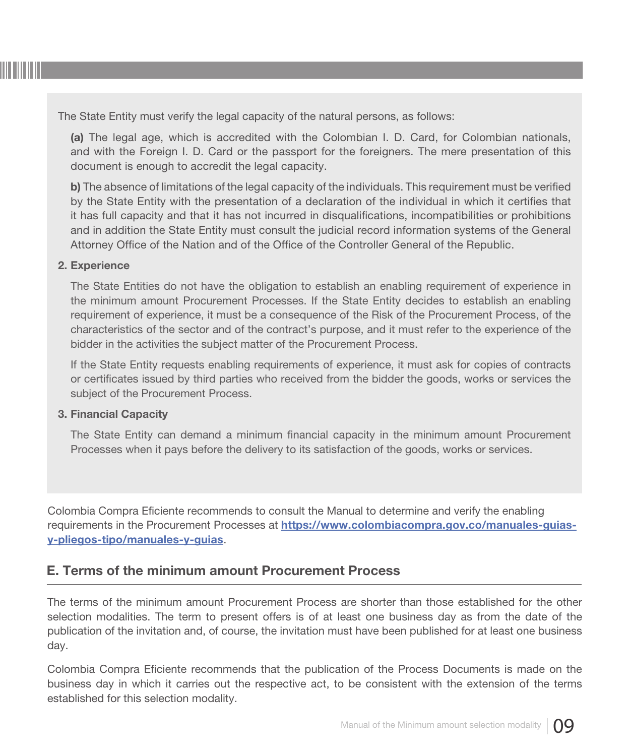The State Entity must verify the legal capacity of the natural persons, as follows:

**(a)** The legal age, which is accredited with the Colombian I. D. Card, for Colombian nationals, and with the Foreign I. D. Card or the passport for the foreigners. The mere presentation of this document is enough to accredit the legal capacity.

**b)** The absence of limitations of the legal capacity of the individuals. This requirement must be verified by the State Entity with the presentation of a declaration of the individual in which it certifies that it has full capacity and that it has not incurred in disqualifications, incompatibilities or prohibitions and in addition the State Entity must consult the judicial record information systems of the General Attorney Office of the Nation and of the Office of the Controller General of the Republic.

**2. Experience**

The State Entities do not have the obligation to establish an enabling requirement of experience in the minimum amount Procurement Processes. If the State Entity decides to establish an enabling requirement of experience, it must be a consequence of the Risk of the Procurement Process, of the characteristics of the sector and of the contract's purpose, and it must refer to the experience of the bidder in the activities the subject matter of the Procurement Process.

If the State Entity requests enabling requirements of experience, it must ask for copies of contracts or certificates issued by third parties who received from the bidder the goods, works or services the subject of the Procurement Process.

**3. Financial Capacity**

The State Entity can demand a minimum financial capacity in the minimum amount Procurement Processes when it pays before the delivery to its satisfaction of the goods, works or services.

Colombia Compra Eficiente recommends to consult the Manual to determine and verify the enabling requirements in the Procurement Processes at **https://www.colombiacompra.gov.co/manuales-guias-y-pliegos-tipo/manuales-y-guias**.

## E. Terms of the minimum amount Procurement Process

The terms of the minimum amount Procurement Process are shorter than those established for the other selection modalities. The term to present offers is of at least one business day as from the date of the publication of the invitation and, of course, the invitation must have been published for at least one business day.

Colombia Compra Eficiente recommends that the publication of the Process Documents is made on the business day in which it carries out the respective act, to be consistent with the extension of the terms established for this selection modality.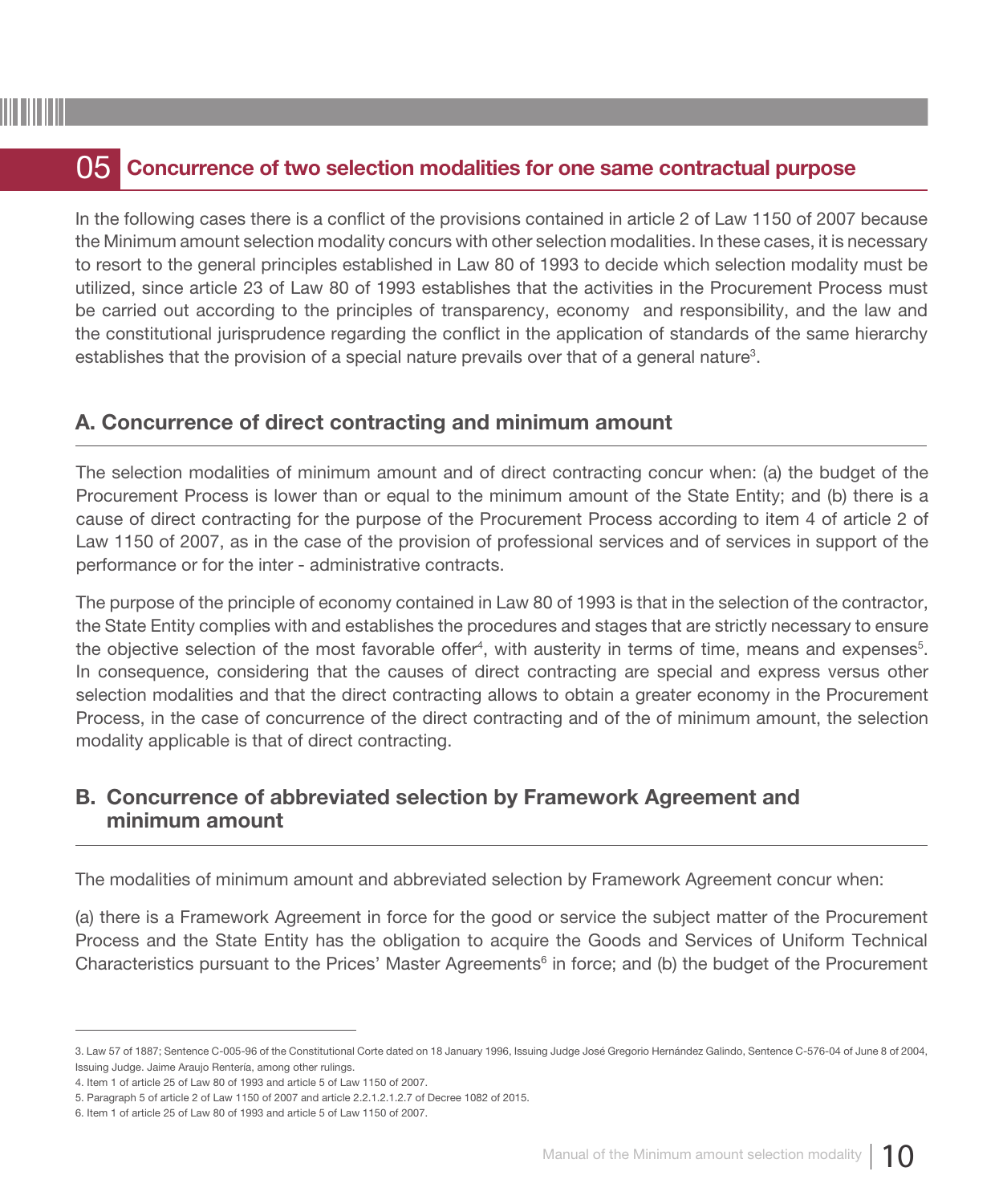## 05 Concurrence of two selection modalities for one same contractual purpose

In the following cases there is a conflict of the provisions contained in article 2 of Law 1150 of 2007 because the Minimum amount selection modality concurs with other selection modalities. In these cases, it is necessary to resort to the general principles established in Law 80 of 1993 to decide which selection modality must be utilized, since article 23 of Law 80 of 1993 establishes that the activities in the Procurement Process must be carried out according to the principles of transparency, economy and responsibility, and the law and the constitutional jurisprudence regarding the conflict in the application of standards of the same hierarchy establishes that the provision of a special nature prevails over that of a general nature[3].

### A. Concurrence of direct contracting and minimum amount

The selection modalities of minimum amount and of direct contracting concur when: (a) the budget of the Procurement Process is lower than or equal to the minimum amount of the State Entity; and (b) there is a cause of direct contracting for the purpose of the Procurement Process according to item 4 of article 2 of Law 1150 of 2007, as in the case of the provision of professional services and of services in support of the performance or for the inter - administrative contracts.

The purpose of the principle of economy contained in Law 80 of 1993 is that in the selection of the contractor, the State Entity complies with and establishes the procedures and stages that are strictly necessary to ensure the objective selection of the most favorable offer[4], with austerity in terms of time, means and expenses[5]. In consequence, considering that the causes of direct contracting are special and express versus other selection modalities and that the direct contracting allows to obtain a greater economy in the Procurement Process, in the case of concurrence of the direct contracting and of the of minimum amount, the selection modality applicable is that of direct contracting.

### B. Concurrence of abbreviated selection by Framework Agreement and minimum amount

The modalities of minimum amount and abbreviated selection by Framework Agreement concur when:

(a) there is a Framework Agreement in force for the good or service the subject matter of the Procurement Process and the State Entity has the obligation to acquire the Goods and Services of Uniform Technical Characteristics pursuant to the Prices' Master Agreements[6] in force; and (b) the budget of the Procurement

---

3. Law 57 of 1887; Sentence C-005-96 of the Constitutional Corte dated on 18 January 1996, Issuing Judge José Gregorio Hernández Galindo, Sentence C-576-04 of June 8 of 2004, Issuing Judge. Jaime Araujo Rentería, among other rulings.
4. Item 1 of article 25 of Law 80 of 1993 and article 5 of Law 1150 of 2007.
5. Paragraph 5 of article 2 of Law 1150 of 2007 and article 2.2.1.2.1.2.7 of Decree 1082 of 2015.
6. Item 1 of article 25 of Law 80 of 1993 and article 5 of Law 1150 of 2007.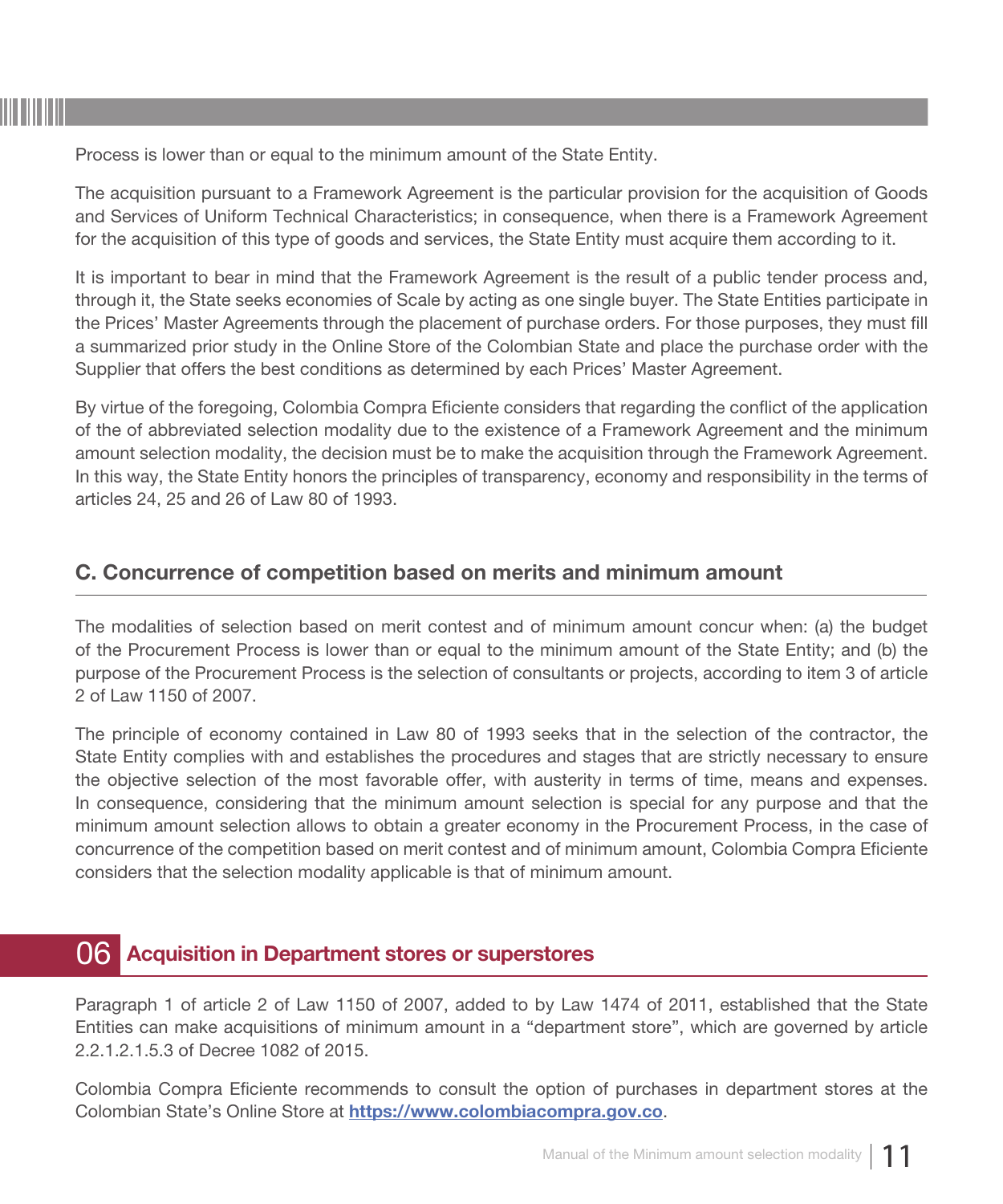Process is lower than or equal to the minimum amount of the State Entity.

The acquisition pursuant to a Framework Agreement is the particular provision for the acquisition of Goods and Services of Uniform Technical Characteristics; in consequence, when there is a Framework Agreement for the acquisition of this type of goods and services, the State Entity must acquire them according to it.

It is important to bear in mind that the Framework Agreement is the result of a public tender process and, through it, the State seeks economies of Scale by acting as one single buyer. The State Entities participate in the Prices' Master Agreements through the placement of purchase orders. For those purposes, they must fill a summarized prior study in the Online Store of the Colombian State and place the purchase order with the Supplier that offers the best conditions as determined by each Prices' Master Agreement.

By virtue of the foregoing, Colombia Compra Eficiente considers that regarding the conflict of the application of the of abbreviated selection modality due to the existence of a Framework Agreement and the minimum amount selection modality, the decision must be to make the acquisition through the Framework Agreement. In this way, the State Entity honors the principles of transparency, economy and responsibility in the terms of articles 24, 25 and 26 of Law 80 of 1993.

### C. Concurrence of competition based on merits and minimum amount

The modalities of selection based on merit contest and of minimum amount concur when: (a) the budget of the Procurement Process is lower than or equal to the minimum amount of the State Entity; and (b) the purpose of the Procurement Process is the selection of consultants or projects, according to item 3 of article 2 of Law 1150 of 2007.

The principle of economy contained in Law 80 of 1993 seeks that in the selection of the contractor, the State Entity complies with and establishes the procedures and stages that are strictly necessary to ensure the objective selection of the most favorable offer, with austerity in terms of time, means and expenses. In consequence, considering that the minimum amount selection is special for any purpose and that the minimum amount selection allows to obtain a greater economy in the Procurement Process, in the case of concurrence of the competition based on merit contest and of minimum amount, Colombia Compra Eficiente considers that the selection modality applicable is that of minimum amount.

## 06 Acquisition in Department stores or superstores

Paragraph 1 of article 2 of Law 1150 of 2007, added to by Law 1474 of 2011, established that the State Entities can make acquisitions of minimum amount in a "department store", which are governed by article 2.2.1.2.1.5.3 of Decree 1082 of 2015.

Colombia Compra Eficiente recommends to consult the option of purchases in department stores at the Colombian State's Online Store at **https://www.colombiacompra.gov.co**.